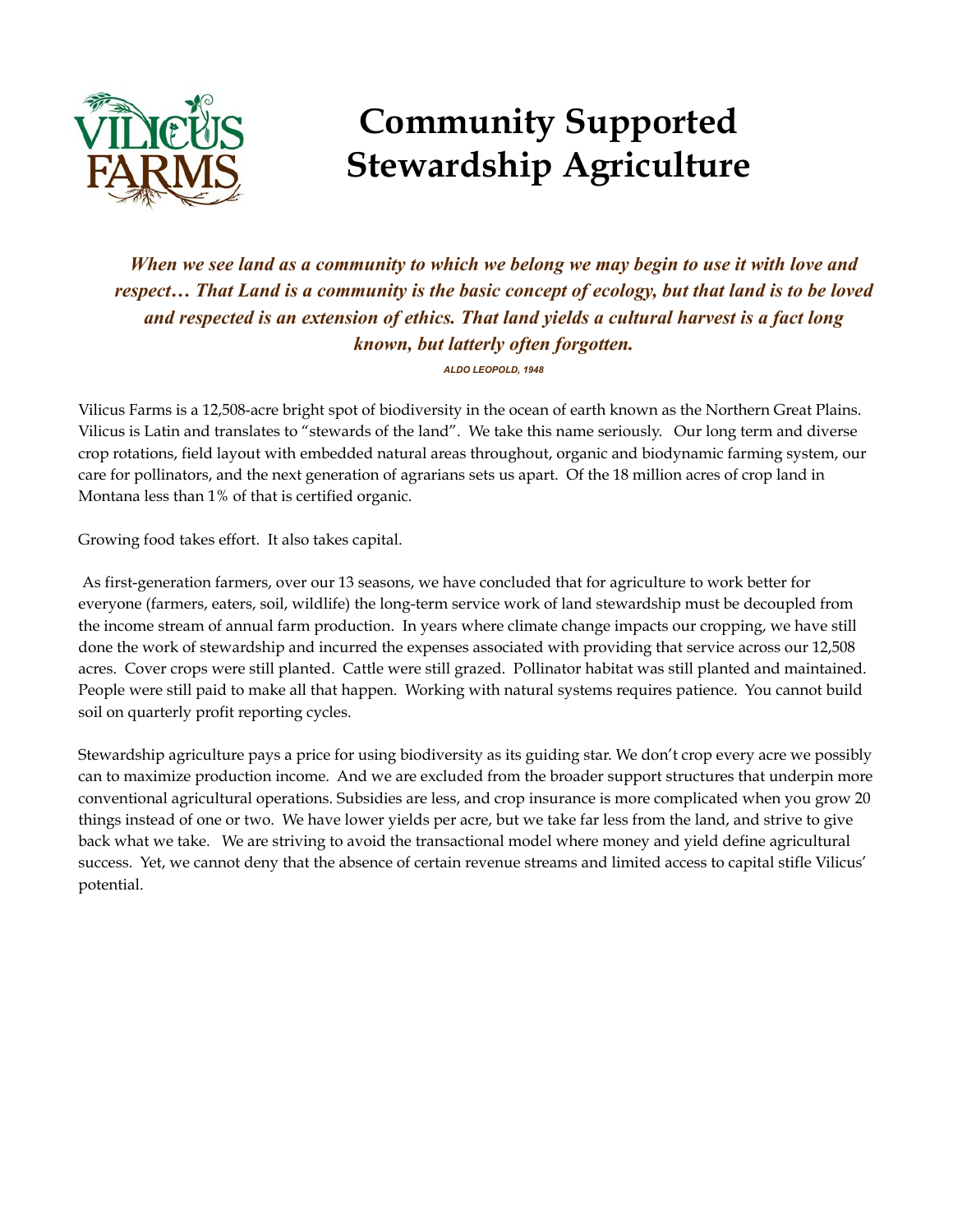# Community Supported Stewardship Agriculture

***When we see land as a community to which we belong we may begin to use it with love and respect… That Land is a community is the basic concept of ecology, but that land is to be loved and respected is an extension of ethics. That land yields a cultural harvest is a fact long known, but latterly often forgotten.***

*ALDO LEOPOLD, 1948*

Vilicus Farms is a 12,508-acre bright spot of biodiversity in the ocean of earth known as the Northern Great Plains. Vilicus is Latin and translates to "stewards of the land". We take this name seriously. Our long term and diverse crop rotations, field layout with embedded natural areas throughout, organic and biodynamic farming system, our care for pollinators, and the next generation of agrarians sets us apart. Of the 18 million acres of crop land in Montana less than 1% of that is certified organic.

Growing food takes effort. It also takes capital.

As first-generation farmers, over our 13 seasons, we have concluded that for agriculture to work better for everyone (farmers, eaters, soil, wildlife) the long-term service work of land stewardship must be decoupled from the income stream of annual farm production. In years where climate change impacts our cropping, we have still done the work of stewardship and incurred the expenses associated with providing that service across our 12,508 acres. Cover crops were still planted. Cattle were still grazed. Pollinator habitat was still planted and maintained. People were still paid to make all that happen. Working with natural systems requires patience. You cannot build soil on quarterly profit reporting cycles.

Stewardship agriculture pays a price for using biodiversity as its guiding star. We don't crop every acre we possibly can to maximize production income. And we are excluded from the broader support structures that underpin more conventional agricultural operations. Subsidies are less, and crop insurance is more complicated when you grow 20 things instead of one or two. We have lower yields per acre, but we take far less from the land, and strive to give back what we take. We are striving to avoid the transactional model where money and yield define agricultural success. Yet, we cannot deny that the absence of certain revenue streams and limited access to capital stifle Vilicus' potential.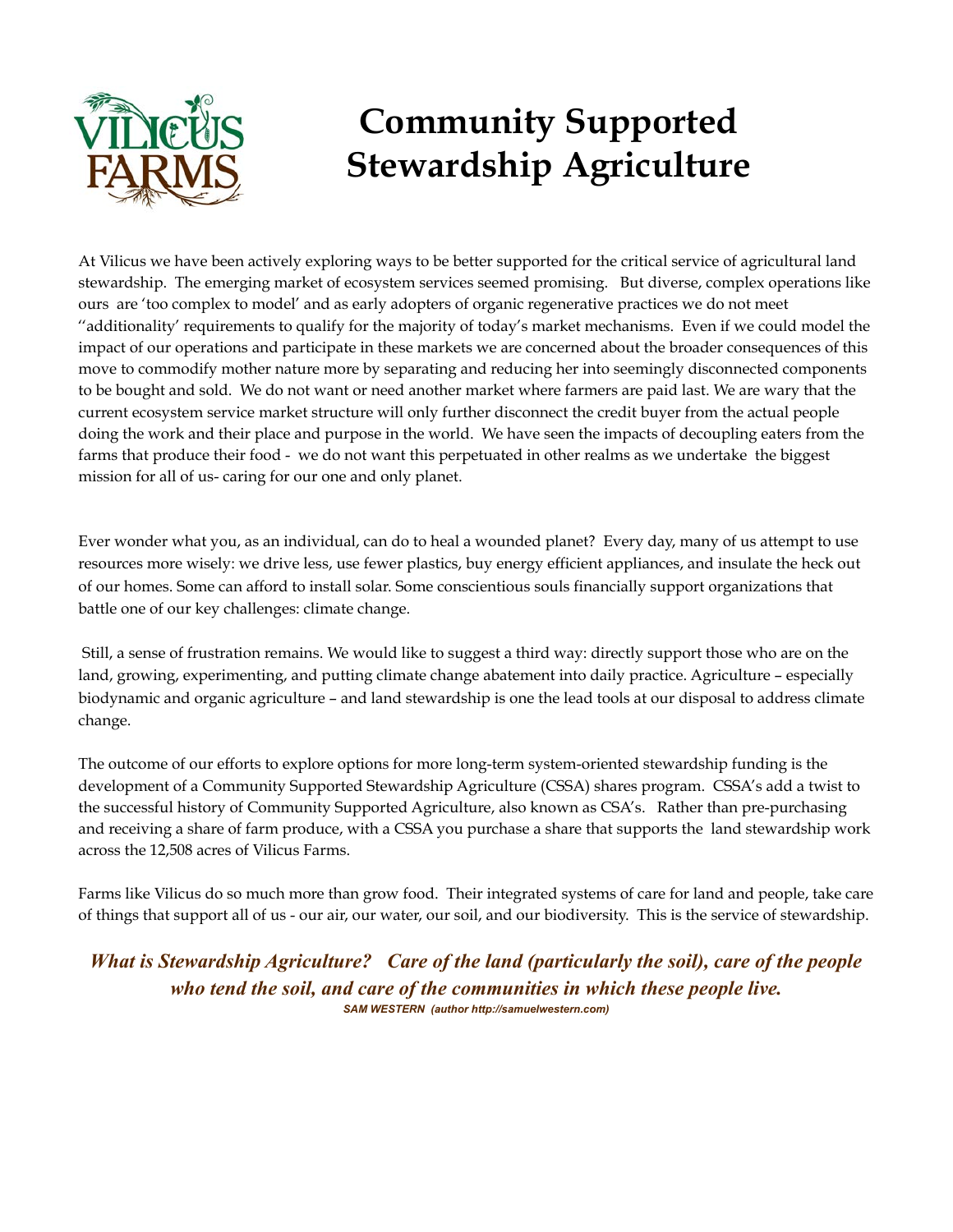# Community Supported Stewardship Agriculture

At Vilicus we have been actively exploring ways to be better supported for the critical service of agricultural land stewardship. The emerging market of ecosystem services seemed promising. But diverse, complex operations like ours are 'too complex to model' and as early adopters of organic regenerative practices we do not meet ''additionality' requirements to qualify for the majority of today's market mechanisms. Even if we could model the impact of our operations and participate in these markets we are concerned about the broader consequences of this move to commodify mother nature more by separating and reducing her into seemingly disconnected components to be bought and sold. We do not want or need another market where farmers are paid last. We are wary that the current ecosystem service market structure will only further disconnect the credit buyer from the actual people doing the work and their place and purpose in the world. We have seen the impacts of decoupling eaters from the farms that produce their food - we do not want this perpetuated in other realms as we undertake the biggest mission for all of us- caring for our one and only planet.

Ever wonder what you, as an individual, can do to heal a wounded planet? Every day, many of us attempt to use resources more wisely: we drive less, use fewer plastics, buy energy efficient appliances, and insulate the heck out of our homes. Some can afford to install solar. Some conscientious souls financially support organizations that battle one of our key challenges: climate change.

Still, a sense of frustration remains. We would like to suggest a third way: directly support those who are on the land, growing, experimenting, and putting climate change abatement into daily practice. Agriculture – especially biodynamic and organic agriculture – and land stewardship is one the lead tools at our disposal to address climate change.

The outcome of our efforts to explore options for more long-term system-oriented stewardship funding is the development of a Community Supported Stewardship Agriculture (CSSA) shares program. CSSA's add a twist to the successful history of Community Supported Agriculture, also known as CSA's. Rather than pre-purchasing and receiving a share of farm produce, with a CSSA you purchase a share that supports the land stewardship work across the 12,508 acres of Vilicus Farms.

Farms like Vilicus do so much more than grow food. Their integrated systems of care for land and people, take care of things that support all of us - our air, our water, our soil, and our biodiversity. This is the service of stewardship.

***What is Stewardship Agriculture? Care of the land (particularly the soil), care of the people who tend the soil, and care of the communities in which these people live.***

***SAM WESTERN (author http://samuelwestern.com)***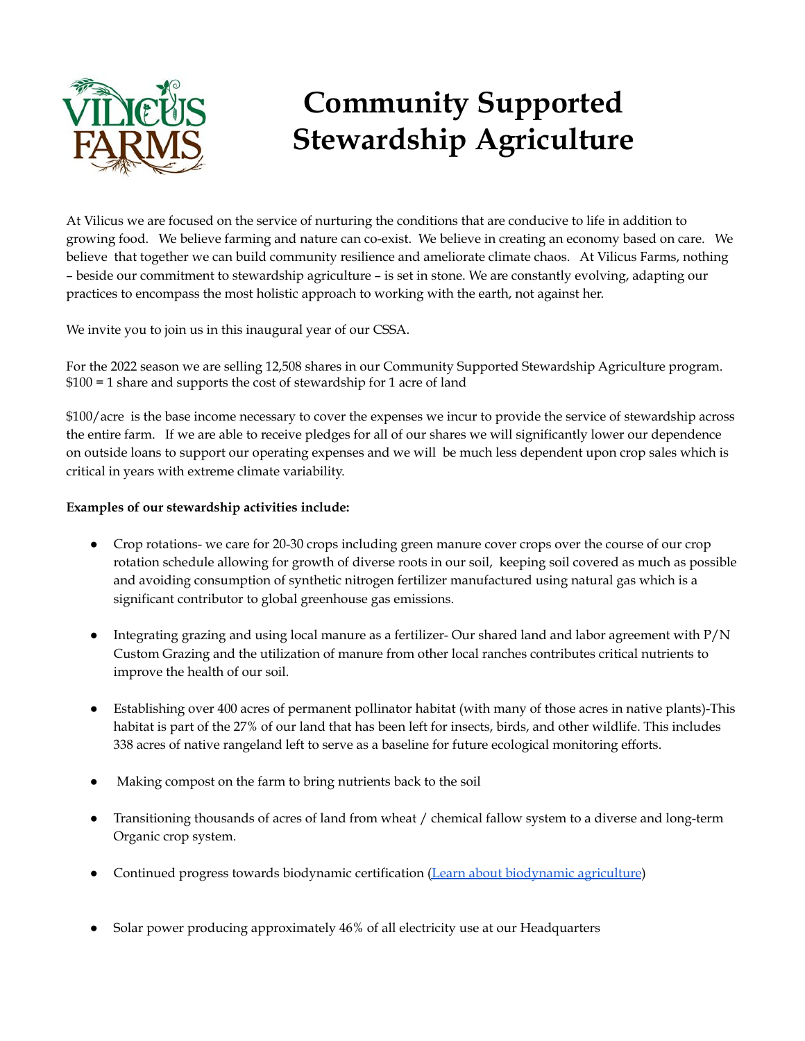# Community Supported Stewardship Agriculture

At Vilicus we are focused on the service of nurturing the conditions that are conducive to life in addition to growing food. We believe farming and nature can co-exist. We believe in creating an economy based on care. We believe that together we can build community resilience and ameliorate climate chaos. At Vilicus Farms, nothing – beside our commitment to stewardship agriculture – is set in stone. We are constantly evolving, adapting our practices to encompass the most holistic approach to working with the earth, not against her.

We invite you to join us in this inaugural year of our CSSA.

For the 2022 season we are selling 12,508 shares in our Community Supported Stewardship Agriculture program. $100 = 1 share and supports the cost of stewardship for 1 acre of land

$100/acre is the base income necessary to cover the expenses we incur to provide the service of stewardship across the entire farm. If we are able to receive pledges for all of our shares we will significantly lower our dependence on outside loans to support our operating expenses and we will be much less dependent upon crop sales which is critical in years with extreme climate variability.

**Examples of our stewardship activities include:**

- Crop rotations- we care for 20-30 crops including green manure cover crops over the course of our crop rotation schedule allowing for growth of diverse roots in our soil, keeping soil covered as much as possible and avoiding consumption of synthetic nitrogen fertilizer manufactured using natural gas which is a significant contributor to global greenhouse gas emissions.
- Integrating grazing and using local manure as a fertilizer- Our shared land and labor agreement with P/N Custom Grazing and the utilization of manure from other local ranches contributes critical nutrients to improve the health of our soil.
- Establishing over 400 acres of permanent pollinator habitat (with many of those acres in native plants)-This habitat is part of the 27% of our land that has been left for insects, birds, and other wildlife. This includes 338 acres of native rangeland left to serve as a baseline for future ecological monitoring efforts.
- Making compost on the farm to bring nutrients back to the soil
- Transitioning thousands of acres of land from wheat / chemical fallow system to a diverse and long-term Organic crop system.
- Continued progress towards biodynamic certification ([Learn about biodynamic agriculture](Learn about biodynamic agriculture))
- Solar power producing approximately 46% of all electricity use at our Headquarters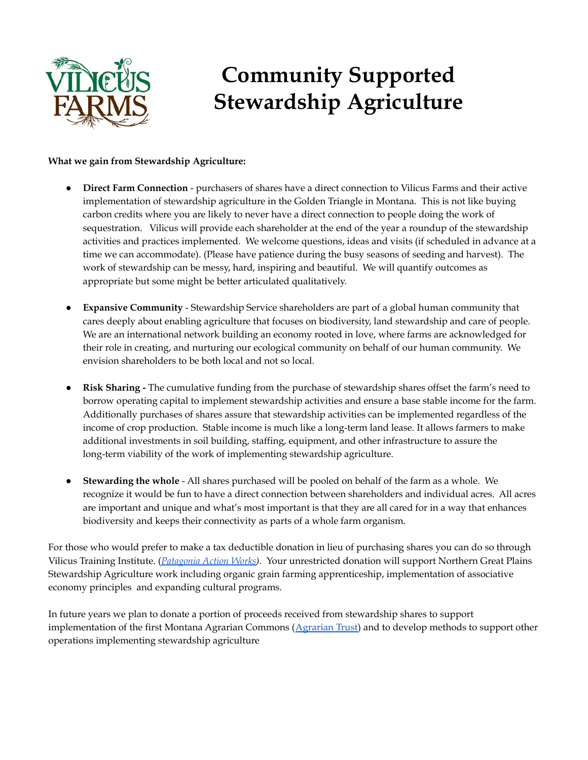# Community Supported Stewardship Agriculture

**What we gain from Stewardship Agriculture:**

- **Direct Farm Connection** - purchasers of shares have a direct connection to Vilicus Farms and their active implementation of stewardship agriculture in the Golden Triangle in Montana. This is not like buying carbon credits where you are likely to never have a direct connection to people doing the work of sequestration. Vilicus will provide each shareholder at the end of the year a roundup of the stewardship activities and practices implemented. We welcome questions, ideas and visits (if scheduled in advance at a time we can accommodate). (Please have patience during the busy seasons of seeding and harvest). The work of stewardship can be messy, hard, inspiring and beautiful. We will quantify outcomes as appropriate but some might be better articulated qualitatively.

- **Expansive Community** - Stewardship Service shareholders are part of a global human community that cares deeply about enabling agriculture that focuses on biodiversity, land stewardship and care of people. We are an international network building an economy rooted in love, where farms are acknowledged for their role in creating, and nurturing our ecological community on behalf of our human community. We envision shareholders to be both local and not so local.

- **Risk Sharing -** The cumulative funding from the purchase of stewardship shares offset the farm's need to borrow operating capital to implement stewardship activities and ensure a base stable income for the farm. Additionally purchases of shares assure that stewardship activities can be implemented regardless of the income of crop production. Stable income is much like a long-term land lease. It allows farmers to make additional investments in soil building, staffing, equipment, and other infrastructure to assure the long-term viability of the work of implementing stewardship agriculture.

- **Stewarding the whole** - All shares purchased will be pooled on behalf of the farm as a whole. We recognize it would be fun to have a direct connection between shareholders and individual acres. All acres are important and unique and what's most important is that they are all cared for in a way that enhances biodiversity and keeps their connectivity as parts of a whole farm organism.

For those who would prefer to make a tax deductible donation in lieu of purchasing shares you can do so through Vilicus Training Institute. (*Patagonia Action Works)*. Your unrestricted donation will support Northern Great Plains Stewardship Agriculture work including organic grain farming apprenticeship, implementation of associative economy principles and expanding cultural programs.

In future years we plan to donate a portion of proceeds received from stewardship shares to support implementation of the first Montana Agrarian Commons (Agrarian Trust) and to develop methods to support other operations implementing stewardship agriculture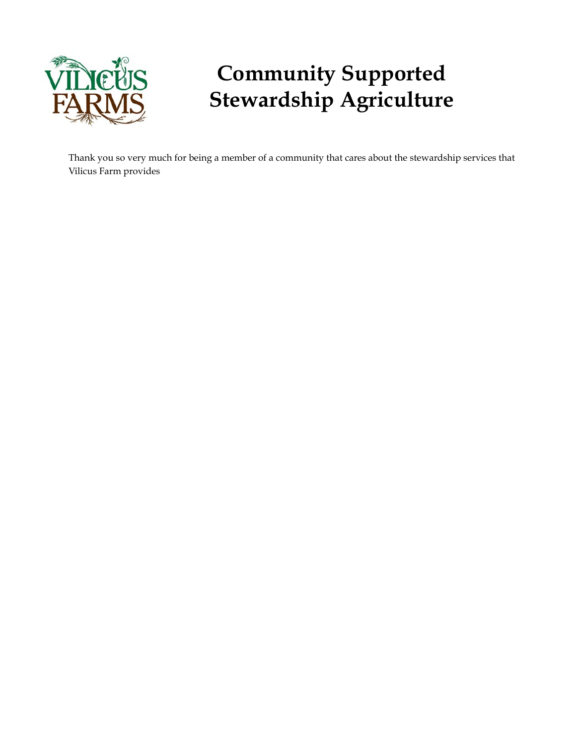# Community Supported Stewardship Agriculture

Thank you so very much for being a member of a community that cares about the stewardship services that Vilicus Farm provides